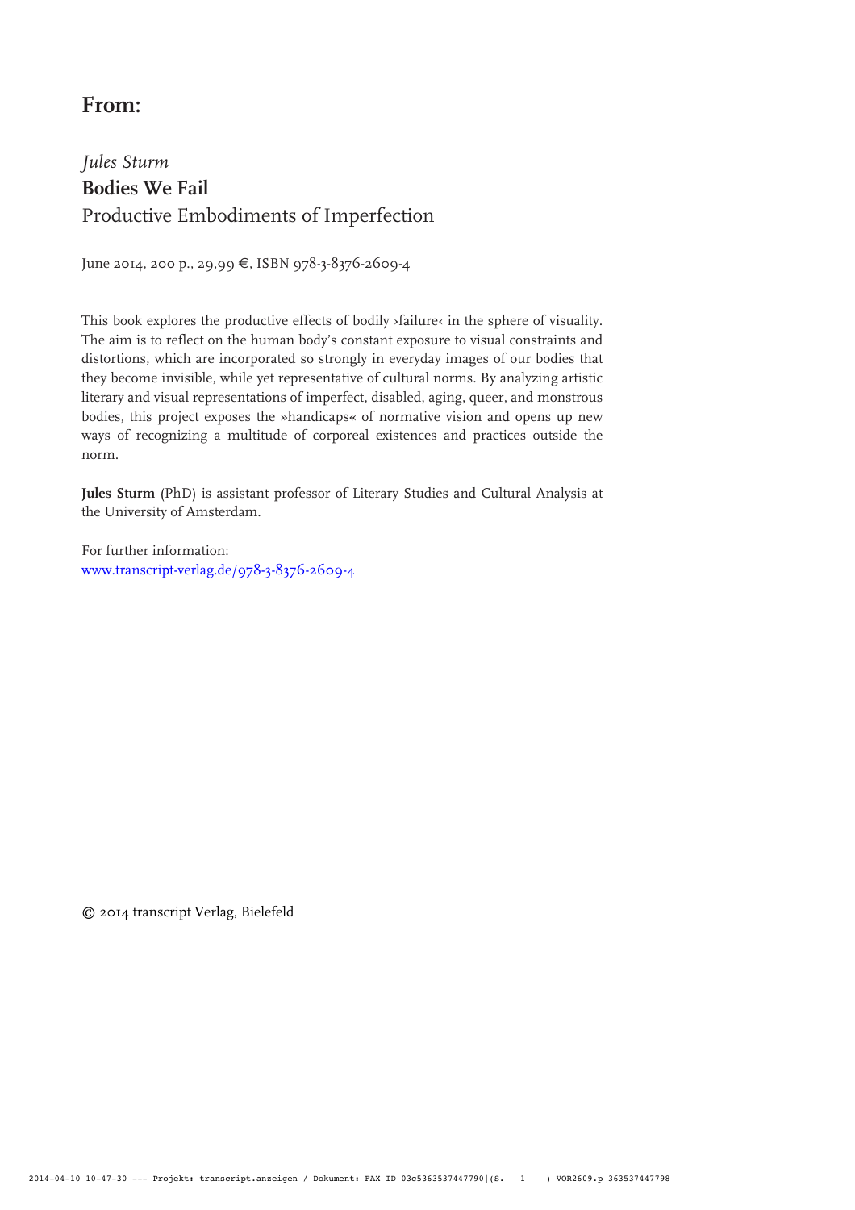## From:

*Jules Sturm*
**Bodies We Fail**
Productive Embodiments of Imperfection

June 2014, 200 p., 29,99 €, ISBN 978-3-8376-2609-4

This book explores the productive effects of bodily ›failure‹ in the sphere of visuality. The aim is to reflect on the human body's constant exposure to visual constraints and distortions, which are incorporated so strongly in everyday images of our bodies that they become invisible, while yet representative of cultural norms. By analyzing artistic literary and visual representations of imperfect, disabled, aging, queer, and monstrous bodies, this project exposes the »handicaps« of normative vision and opens up new ways of recognizing a multitude of corporeal existences and practices outside the norm.

**Jules Sturm** (PhD) is assistant professor of Literary Studies and Cultural Analysis at the University of Amsterdam.

For further information:
www.transcript-verlag.de/978-3-8376-2609-4

© 2014 transcript Verlag, Bielefeld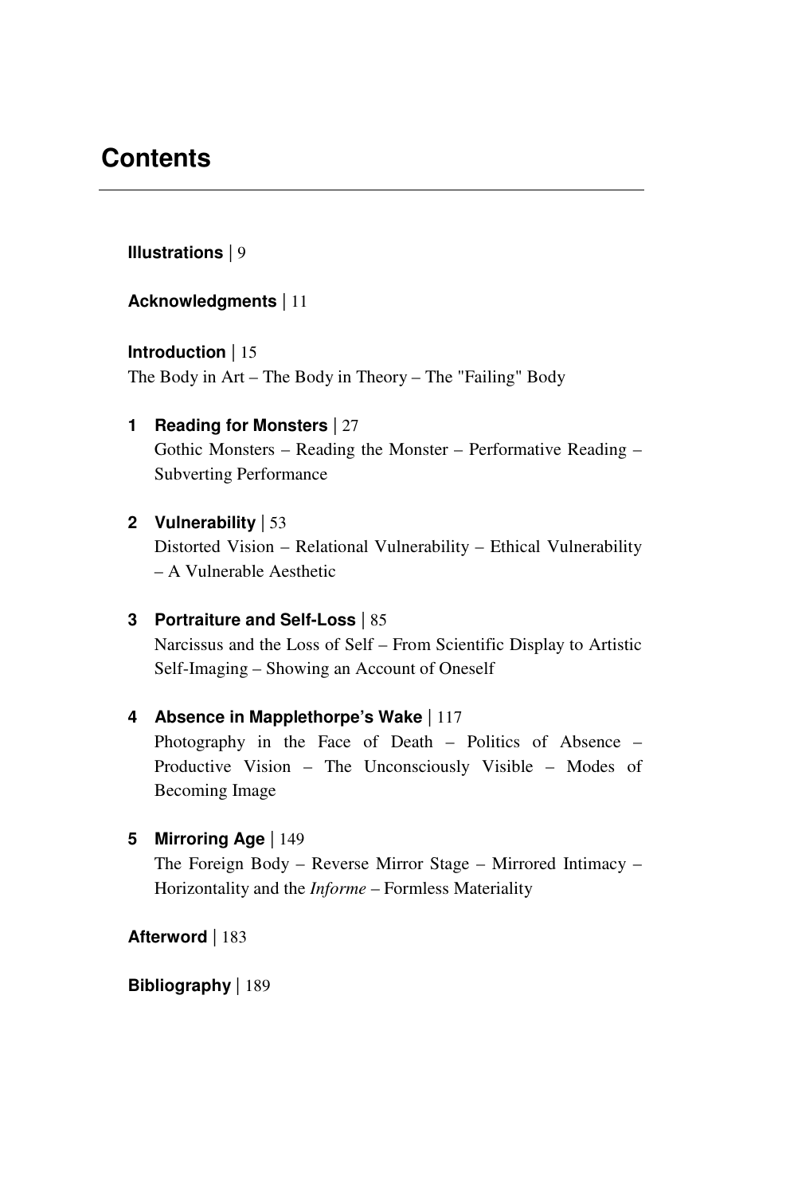# Contents

**Illustrations** | 9

**Acknowledgments** | 11

**Introduction** | 15
The Body in Art – The Body in Theory – The "Failing" Body

**1 Reading for Monsters** | 27
Gothic Monsters – Reading the Monster – Performative Reading – Subverting Performance

**2 Vulnerability** | 53
Distorted Vision – Relational Vulnerability – Ethical Vulnerability – A Vulnerable Aesthetic

**3 Portraiture and Self-Loss** | 85
Narcissus and the Loss of Self – From Scientific Display to Artistic Self-Imaging – Showing an Account of Oneself

**4 Absence in Mapplethorpe's Wake** | 117
Photography in the Face of Death – Politics of Absence – Productive Vision – The Unconsciously Visible – Modes of Becoming Image

**5 Mirroring Age** | 149
The Foreign Body – Reverse Mirror Stage – Mirrored Intimacy – Horizontality and the *Informe* – Formless Materiality

**Afterword** | 183

**Bibliography** | 189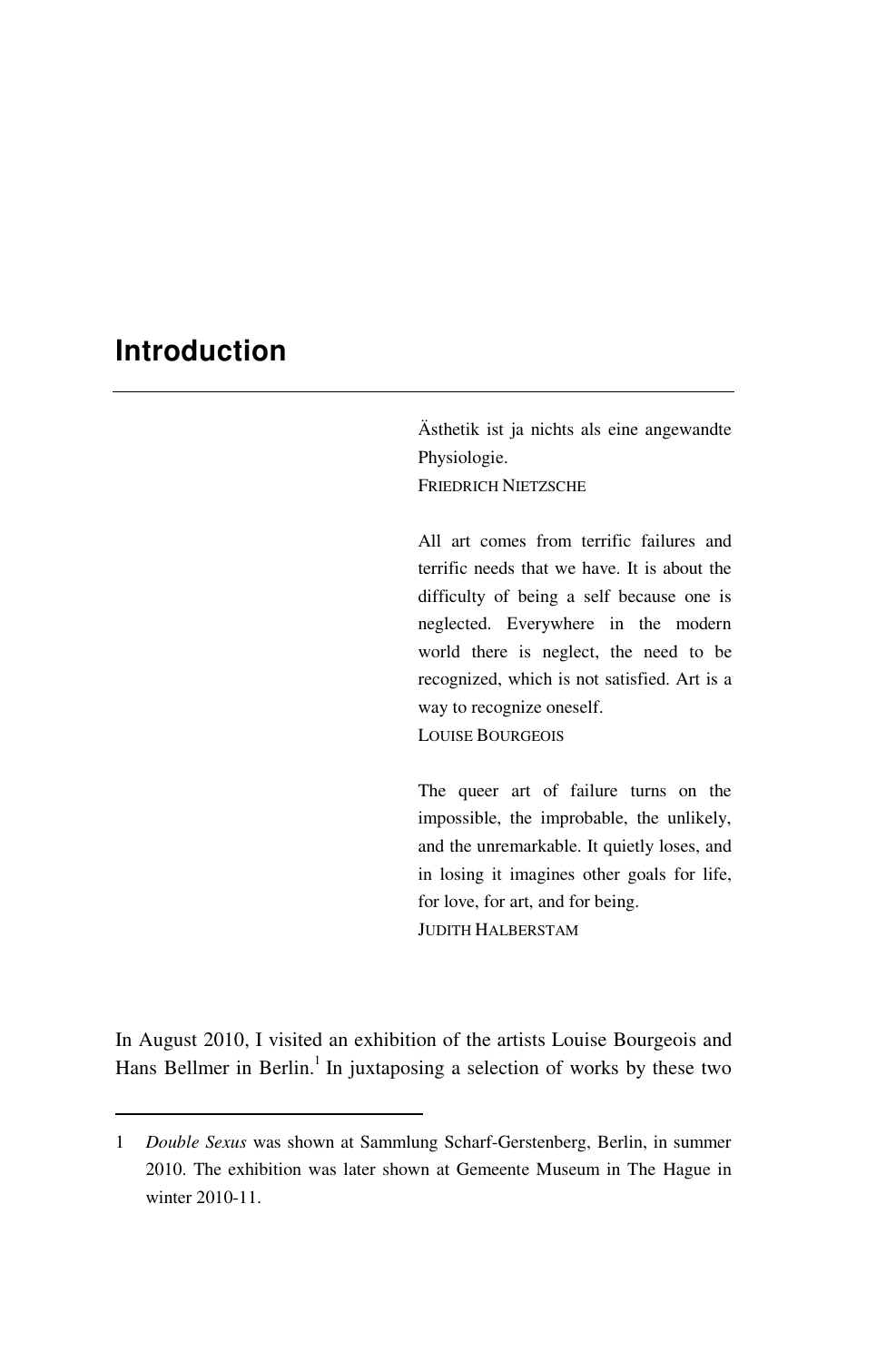# Introduction

> Ästhetik ist ja nichts als eine angewandte Physiologie.
> FRIEDRICH NIETZSCHE

> All art comes from terrific failures and terrific needs that we have. It is about the difficulty of being a self because one is neglected. Everywhere in the modern world there is neglect, the need to be recognized, which is not satisfied. Art is a way to recognize oneself.
> LOUISE BOURGEOIS

> The queer art of failure turns on the impossible, the improbable, the unlikely, and the unremarkable. It quietly loses, and in losing it imagines other goals for life, for love, for art, and for being.
> JUDITH HALBERSTAM

In August 2010, I visited an exhibition of the artists Louise Bourgeois and Hans Bellmer in Berlin.[1] In juxtaposing a selection of works by these two

---

1 *Double Sexus* was shown at Sammlung Scharf-Gerstenberg, Berlin, in summer 2010. The exhibition was later shown at Gemeente Museum in The Hague in winter 2010-11.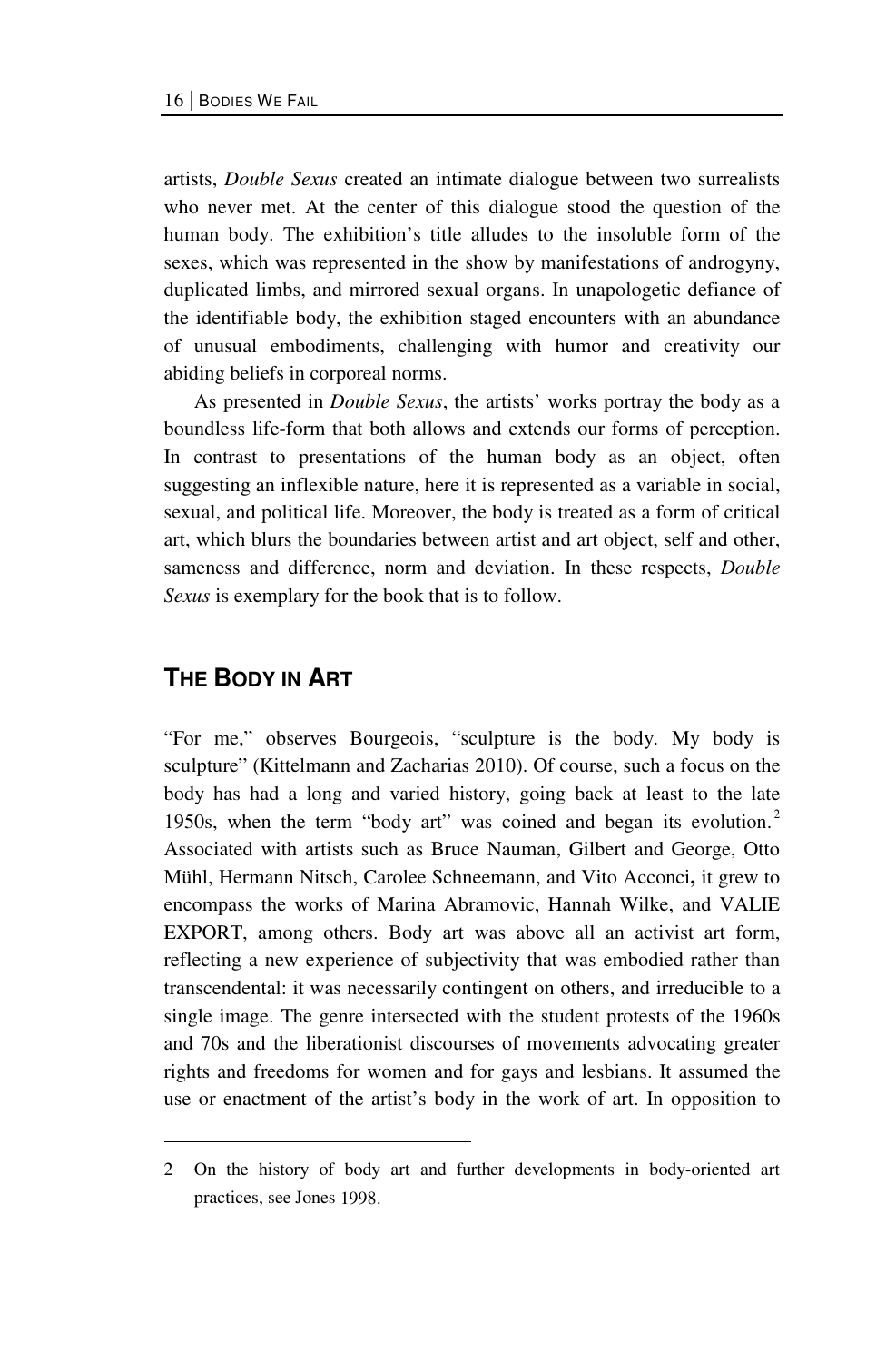artists, *Double Sexus* created an intimate dialogue between two surrealists who never met. At the center of this dialogue stood the question of the human body. The exhibition's title alludes to the insoluble form of the sexes, which was represented in the show by manifestations of androgyny, duplicated limbs, and mirrored sexual organs. In unapologetic defiance of the identifiable body, the exhibition staged encounters with an abundance of unusual embodiments, challenging with humor and creativity our abiding beliefs in corporeal norms.

As presented in *Double Sexus*, the artists' works portray the body as a boundless life-form that both allows and extends our forms of perception. In contrast to presentations of the human body as an object, often suggesting an inflexible nature, here it is represented as a variable in social, sexual, and political life. Moreover, the body is treated as a form of critical art, which blurs the boundaries between artist and art object, self and other, sameness and difference, norm and deviation. In these respects, *Double Sexus* is exemplary for the book that is to follow.

## THE BODY IN ART

"For me," observes Bourgeois, "sculpture is the body. My body is sculpture" (Kittelmann and Zacharias 2010). Of course, such a focus on the body has had a long and varied history, going back at least to the late 1950s, when the term "body art" was coined and began its evolution.[2] Associated with artists such as Bruce Nauman, Gilbert and George, Otto Mühl, Hermann Nitsch, Carolee Schneemann, and Vito Acconci**,** it grew to encompass the works of Marina Abramovic, Hannah Wilke, and VALIE EXPORT, among others. Body art was above all an activist art form, reflecting a new experience of subjectivity that was embodied rather than transcendental: it was necessarily contingent on others, and irreducible to a single image. The genre intersected with the student protests of the 1960s and 70s and the liberationist discourses of movements advocating greater rights and freedoms for women and for gays and lesbians. It assumed the use or enactment of the artist's body in the work of art. In opposition to

---

2 On the history of body art and further developments in body-oriented art practices, see Jones 1998.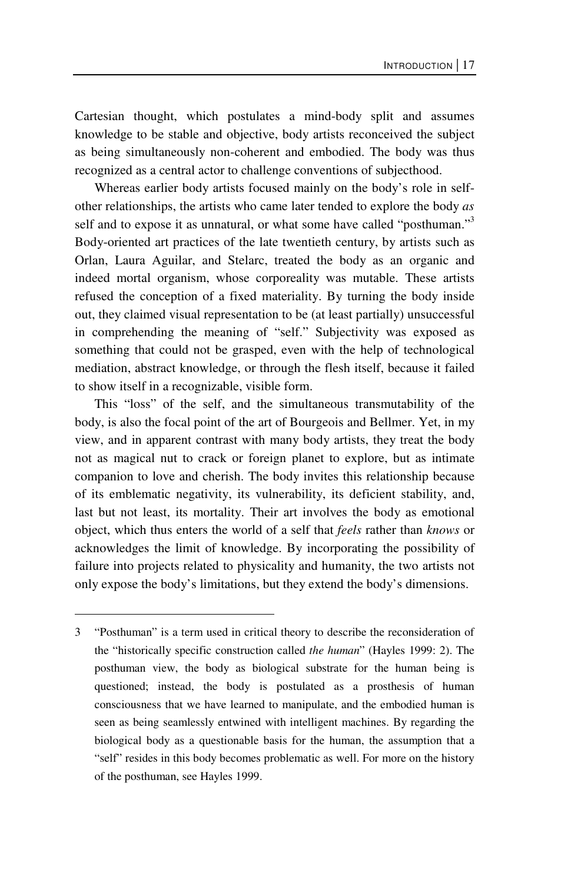Cartesian thought, which postulates a mind-body split and assumes knowledge to be stable and objective, body artists reconceived the subject as being simultaneously non-coherent and embodied. The body was thus recognized as a central actor to challenge conventions of subjecthood.

Whereas earlier body artists focused mainly on the body's role in self-other relationships, the artists who came later tended to explore the body *as* self and to expose it as unnatural, or what some have called "posthuman."[3] Body-oriented art practices of the late twentieth century, by artists such as Orlan, Laura Aguilar, and Stelarc, treated the body as an organic and indeed mortal organism, whose corporeality was mutable. These artists refused the conception of a fixed materiality. By turning the body inside out, they claimed visual representation to be (at least partially) unsuccessful in comprehending the meaning of "self." Subjectivity was exposed as something that could not be grasped, even with the help of technological mediation, abstract knowledge, or through the flesh itself, because it failed to show itself in a recognizable, visible form.

This "loss" of the self, and the simultaneous transmutability of the body, is also the focal point of the art of Bourgeois and Bellmer. Yet, in my view, and in apparent contrast with many body artists, they treat the body not as magical nut to crack or foreign planet to explore, but as intimate companion to love and cherish. The body invites this relationship because of its emblematic negativity, its vulnerability, its deficient stability, and, last but not least, its mortality. Their art involves the body as emotional object, which thus enters the world of a self that *feels* rather than *knows* or acknowledges the limit of knowledge. By incorporating the possibility of failure into projects related to physicality and humanity, the two artists not only expose the body's limitations, but they extend the body's dimensions.

---

3 "Posthuman" is a term used in critical theory to describe the reconsideration of the "historically specific construction called *the human*" (Hayles 1999: 2). The posthuman view, the body as biological substrate for the human being is questioned; instead, the body is postulated as a prosthesis of human consciousness that we have learned to manipulate, and the embodied human is seen as being seamlessly entwined with intelligent machines. By regarding the biological body as a questionable basis for the human, the assumption that a "self" resides in this body becomes problematic as well. For more on the history of the posthuman, see Hayles 1999.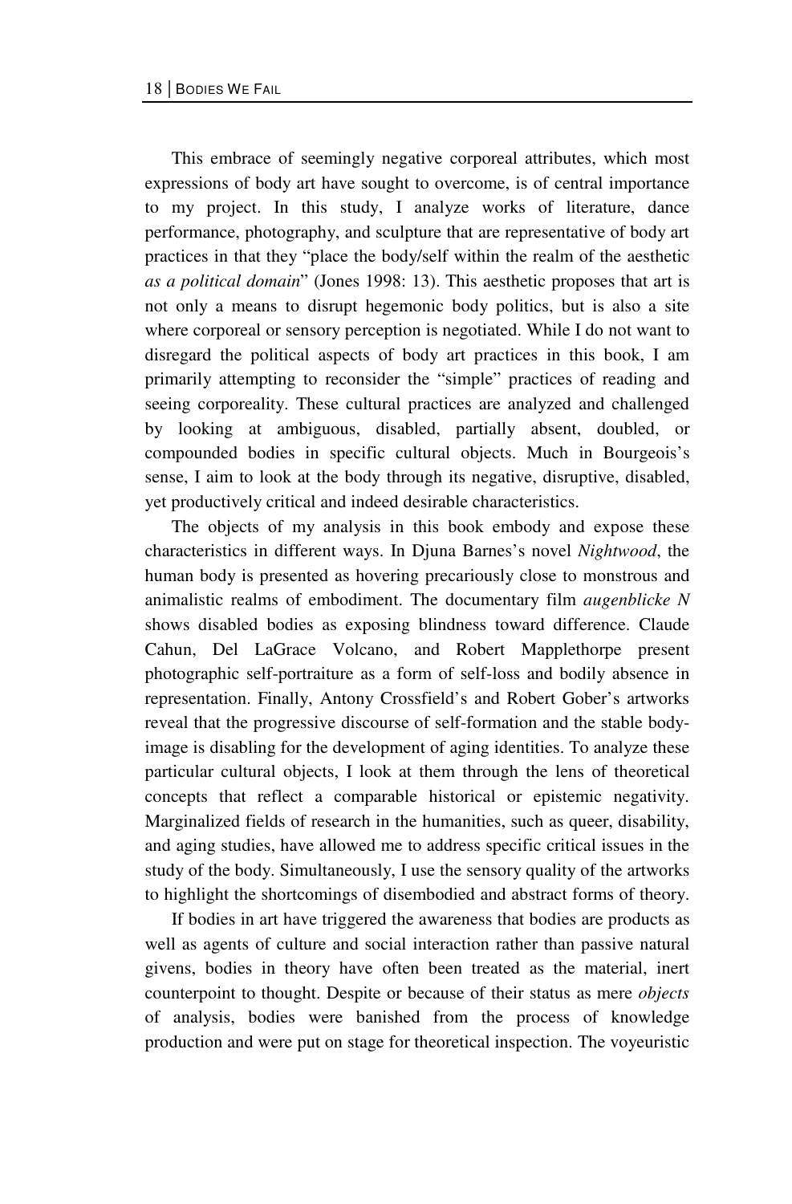This embrace of seemingly negative corporeal attributes, which most expressions of body art have sought to overcome, is of central importance to my project. In this study, I analyze works of literature, dance performance, photography, and sculpture that are representative of body art practices in that they "place the body/self within the realm of the aesthetic *as a political domain*" (Jones 1998: 13). This aesthetic proposes that art is not only a means to disrupt hegemonic body politics, but is also a site where corporeal or sensory perception is negotiated. While I do not want to disregard the political aspects of body art practices in this book, I am primarily attempting to reconsider the "simple" practices of reading and seeing corporeality. These cultural practices are analyzed and challenged by looking at ambiguous, disabled, partially absent, doubled, or compounded bodies in specific cultural objects. Much in Bourgeois's sense, I aim to look at the body through its negative, disruptive, disabled, yet productively critical and indeed desirable characteristics.

The objects of my analysis in this book embody and expose these characteristics in different ways. In Djuna Barnes's novel *Nightwood*, the human body is presented as hovering precariously close to monstrous and animalistic realms of embodiment. The documentary film *augenblicke N* shows disabled bodies as exposing blindness toward difference. Claude Cahun, Del LaGrace Volcano, and Robert Mapplethorpe present photographic self-portraiture as a form of self-loss and bodily absence in representation. Finally, Antony Crossfield's and Robert Gober's artworks reveal that the progressive discourse of self-formation and the stable body-image is disabling for the development of aging identities. To analyze these particular cultural objects, I look at them through the lens of theoretical concepts that reflect a comparable historical or epistemic negativity. Marginalized fields of research in the humanities, such as queer, disability, and aging studies, have allowed me to address specific critical issues in the study of the body. Simultaneously, I use the sensory quality of the artworks to highlight the shortcomings of disembodied and abstract forms of theory.

If bodies in art have triggered the awareness that bodies are products as well as agents of culture and social interaction rather than passive natural givens, bodies in theory have often been treated as the material, inert counterpoint to thought. Despite or because of their status as mere *objects* of analysis, bodies were banished from the process of knowledge production and were put on stage for theoretical inspection. The voyeuristic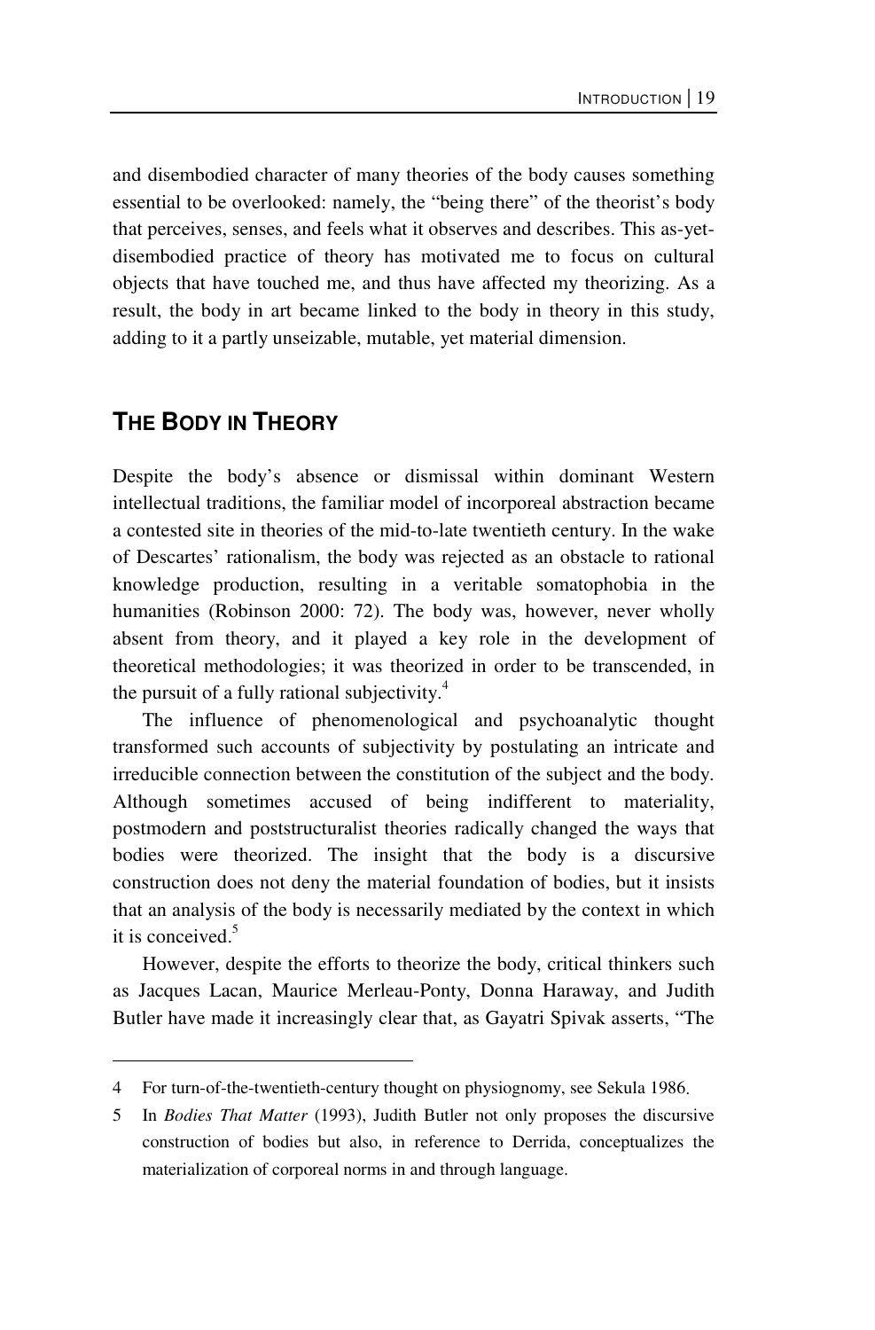and disembodied character of many theories of the body causes something essential to be overlooked: namely, the "being there" of the theorist's body that perceives, senses, and feels what it observes and describes. This as-yet-disembodied practice of theory has motivated me to focus on cultural objects that have touched me, and thus have affected my theorizing. As a result, the body in art became linked to the body in theory in this study, adding to it a partly unseizable, mutable, yet material dimension.

## THE BODY IN THEORY

Despite the body's absence or dismissal within dominant Western intellectual traditions, the familiar model of incorporeal abstraction became a contested site in theories of the mid-to-late twentieth century. In the wake of Descartes' rationalism, the body was rejected as an obstacle to rational knowledge production, resulting in a veritable somatophobia in the humanities (Robinson 2000: 72). The body was, however, never wholly absent from theory, and it played a key role in the development of theoretical methodologies; it was theorized in order to be transcended, in the pursuit of a fully rational subjectivity.[4]

The influence of phenomenological and psychoanalytic thought transformed such accounts of subjectivity by postulating an intricate and irreducible connection between the constitution of the subject and the body. Although sometimes accused of being indifferent to materiality, postmodern and poststructuralist theories radically changed the ways that bodies were theorized. The insight that the body is a discursive construction does not deny the material foundation of bodies, but it insists that an analysis of the body is necessarily mediated by the context in which it is conceived.[5]

However, despite the efforts to theorize the body, critical thinkers such as Jacques Lacan, Maurice Merleau-Ponty, Donna Haraway, and Judith Butler have made it increasingly clear that, as Gayatri Spivak asserts, "The

---

4 For turn-of-the-twentieth-century thought on physiognomy, see Sekula 1986.

5 In *Bodies That Matter* (1993), Judith Butler not only proposes the discursive construction of bodies but also, in reference to Derrida, conceptualizes the materialization of corporeal norms in and through language.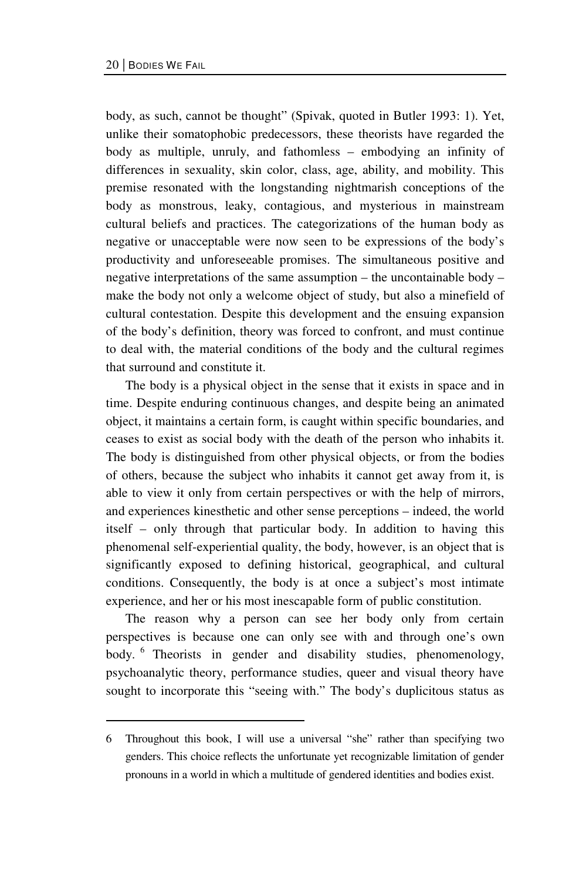body, as such, cannot be thought" (Spivak, quoted in Butler 1993: 1). Yet, unlike their somatophobic predecessors, these theorists have regarded the body as multiple, unruly, and fathomless – embodying an infinity of differences in sexuality, skin color, class, age, ability, and mobility. This premise resonated with the longstanding nightmarish conceptions of the body as monstrous, leaky, contagious, and mysterious in mainstream cultural beliefs and practices. The categorizations of the human body as negative or unacceptable were now seen to be expressions of the body's productivity and unforeseeable promises. The simultaneous positive and negative interpretations of the same assumption – the uncontainable body – make the body not only a welcome object of study, but also a minefield of cultural contestation. Despite this development and the ensuing expansion of the body's definition, theory was forced to confront, and must continue to deal with, the material conditions of the body and the cultural regimes that surround and constitute it.

The body is a physical object in the sense that it exists in space and in time. Despite enduring continuous changes, and despite being an animated object, it maintains a certain form, is caught within specific boundaries, and ceases to exist as social body with the death of the person who inhabits it. The body is distinguished from other physical objects, or from the bodies of others, because the subject who inhabits it cannot get away from it, is able to view it only from certain perspectives or with the help of mirrors, and experiences kinesthetic and other sense perceptions – indeed, the world itself – only through that particular body. In addition to having this phenomenal self-experiential quality, the body, however, is an object that is significantly exposed to defining historical, geographical, and cultural conditions. Consequently, the body is at once a subject's most intimate experience, and her or his most inescapable form of public constitution.

The reason why a person can see her body only from certain perspectives is because one can only see with and through one's own body.[6] Theorists in gender and disability studies, phenomenology, psychoanalytic theory, performance studies, queer and visual theory have sought to incorporate this "seeing with." The body's duplicitous status as

---

6 Throughout this book, I will use a universal "she" rather than specifying two genders. This choice reflects the unfortunate yet recognizable limitation of gender pronouns in a world in which a multitude of gendered identities and bodies exist.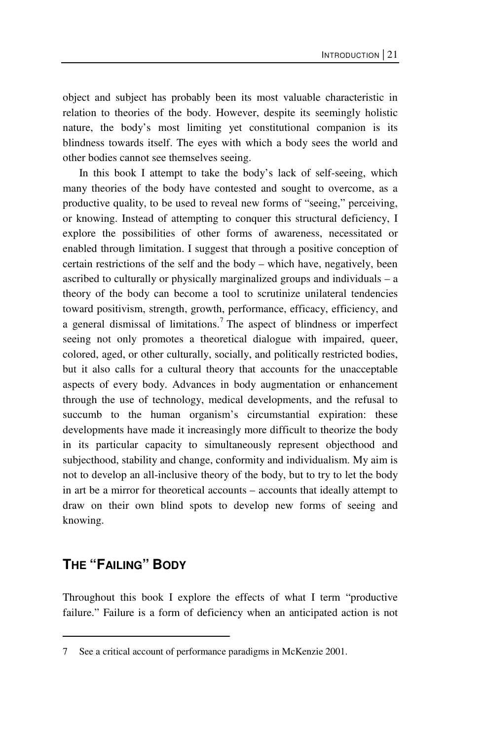object and subject has probably been its most valuable characteristic in relation to theories of the body. However, despite its seemingly holistic nature, the body's most limiting yet constitutional companion is its blindness towards itself. The eyes with which a body sees the world and other bodies cannot see themselves seeing.

In this book I attempt to take the body's lack of self-seeing, which many theories of the body have contested and sought to overcome, as a productive quality, to be used to reveal new forms of "seeing," perceiving, or knowing. Instead of attempting to conquer this structural deficiency, I explore the possibilities of other forms of awareness, necessitated or enabled through limitation. I suggest that through a positive conception of certain restrictions of the self and the body – which have, negatively, been ascribed to culturally or physically marginalized groups and individuals – a theory of the body can become a tool to scrutinize unilateral tendencies toward positivism, strength, growth, performance, efficacy, efficiency, and a general dismissal of limitations.[7] The aspect of blindness or imperfect seeing not only promotes a theoretical dialogue with impaired, queer, colored, aged, or other culturally, socially, and politically restricted bodies, but it also calls for a cultural theory that accounts for the unacceptable aspects of every body. Advances in body augmentation or enhancement through the use of technology, medical developments, and the refusal to succumb to the human organism's circumstantial expiration: these developments have made it increasingly more difficult to theorize the body in its particular capacity to simultaneously represent objecthood and subjecthood, stability and change, conformity and individualism. My aim is not to develop an all-inclusive theory of the body, but to try to let the body in art be a mirror for theoretical accounts – accounts that ideally attempt to draw on their own blind spots to develop new forms of seeing and knowing.

## THE "FAILING" BODY

Throughout this book I explore the effects of what I term "productive failure." Failure is a form of deficiency when an anticipated action is not

---

7 See a critical account of performance paradigms in McKenzie 2001.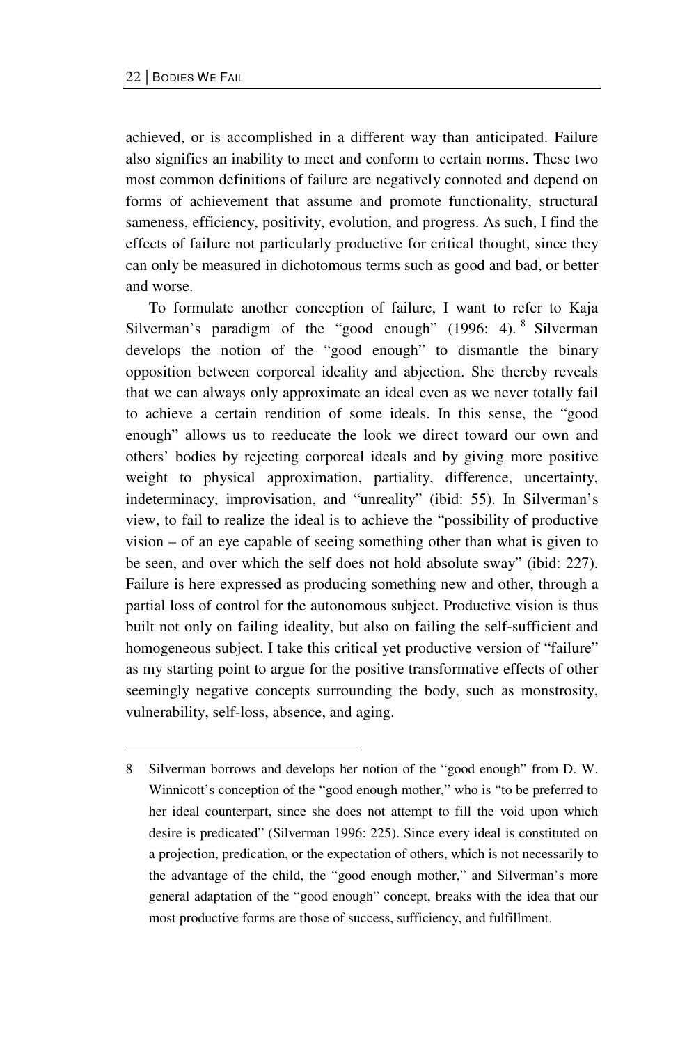achieved, or is accomplished in a different way than anticipated. Failure also signifies an inability to meet and conform to certain norms. These two most common definitions of failure are negatively connoted and depend on forms of achievement that assume and promote functionality, structural sameness, efficiency, positivity, evolution, and progress. As such, I find the effects of failure not particularly productive for critical thought, since they can only be measured in dichotomous terms such as good and bad, or better and worse.

To formulate another conception of failure, I want to refer to Kaja Silverman's paradigm of the "good enough" (1996: 4).[8] Silverman develops the notion of the "good enough" to dismantle the binary opposition between corporeal ideality and abjection. She thereby reveals that we can always only approximate an ideal even as we never totally fail to achieve a certain rendition of some ideals. In this sense, the "good enough" allows us to reeducate the look we direct toward our own and others' bodies by rejecting corporeal ideals and by giving more positive weight to physical approximation, partiality, difference, uncertainty, indeterminacy, improvisation, and "unreality" (ibid: 55). In Silverman's view, to fail to realize the ideal is to achieve the "possibility of productive vision – of an eye capable of seeing something other than what is given to be seen, and over which the self does not hold absolute sway" (ibid: 227). Failure is here expressed as producing something new and other, through a partial loss of control for the autonomous subject. Productive vision is thus built not only on failing ideality, but also on failing the self-sufficient and homogeneous subject. I take this critical yet productive version of "failure" as my starting point to argue for the positive transformative effects of other seemingly negative concepts surrounding the body, such as monstrosity, vulnerability, self-loss, absence, and aging.

---

8 Silverman borrows and develops her notion of the "good enough" from D. W. Winnicott's conception of the "good enough mother," who is "to be preferred to her ideal counterpart, since she does not attempt to fill the void upon which desire is predicated" (Silverman 1996: 225). Since every ideal is constituted on a projection, predication, or the expectation of others, which is not necessarily to the advantage of the child, the "good enough mother," and Silverman's more general adaptation of the "good enough" concept, breaks with the idea that our most productive forms are those of success, sufficiency, and fulfillment.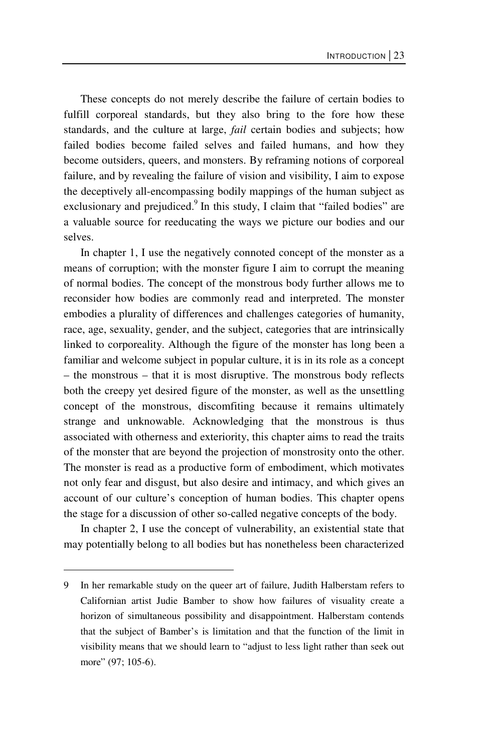These concepts do not merely describe the failure of certain bodies to fulfill corporeal standards, but they also bring to the fore how these standards, and the culture at large, *fail* certain bodies and subjects; how failed bodies become failed selves and failed humans, and how they become outsiders, queers, and monsters. By reframing notions of corporeal failure, and by revealing the failure of vision and visibility, I aim to expose the deceptively all-encompassing bodily mappings of the human subject as exclusionary and prejudiced.[9] In this study, I claim that "failed bodies" are a valuable source for reeducating the ways we picture our bodies and our selves.

In chapter 1, I use the negatively connoted concept of the monster as a means of corruption; with the monster figure I aim to corrupt the meaning of normal bodies. The concept of the monstrous body further allows me to reconsider how bodies are commonly read and interpreted. The monster embodies a plurality of differences and challenges categories of humanity, race, age, sexuality, gender, and the subject, categories that are intrinsically linked to corporeality. Although the figure of the monster has long been a familiar and welcome subject in popular culture, it is in its role as a concept – the monstrous – that it is most disruptive. The monstrous body reflects both the creepy yet desired figure of the monster, as well as the unsettling concept of the monstrous, discomfiting because it remains ultimately strange and unknowable. Acknowledging that the monstrous is thus associated with otherness and exteriority, this chapter aims to read the traits of the monster that are beyond the projection of monstrosity onto the other. The monster is read as a productive form of embodiment, which motivates not only fear and disgust, but also desire and intimacy, and which gives an account of our culture's conception of human bodies. This chapter opens the stage for a discussion of other so-called negative concepts of the body.

In chapter 2, I use the concept of vulnerability, an existential state that may potentially belong to all bodies but has nonetheless been characterized

---

9 In her remarkable study on the queer art of failure, Judith Halberstam refers to Californian artist Judie Bamber to show how failures of visuality create a horizon of simultaneous possibility and disappointment. Halberstam contends that the subject of Bamber's is limitation and that the function of the limit in visibility means that we should learn to "adjust to less light rather than seek out more" (97; 105-6).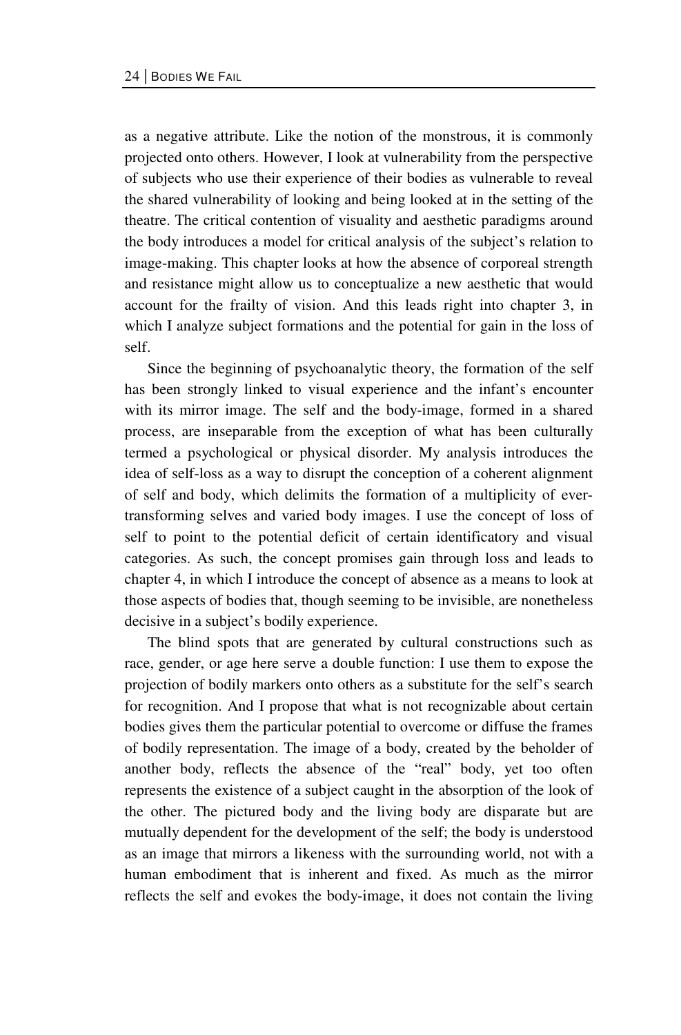as a negative attribute. Like the notion of the monstrous, it is commonly projected onto others. However, I look at vulnerability from the perspective of subjects who use their experience of their bodies as vulnerable to reveal the shared vulnerability of looking and being looked at in the setting of the theatre. The critical contention of visuality and aesthetic paradigms around the body introduces a model for critical analysis of the subject's relation to image-making. This chapter looks at how the absence of corporeal strength and resistance might allow us to conceptualize a new aesthetic that would account for the frailty of vision. And this leads right into chapter 3, in which I analyze subject formations and the potential for gain in the loss of self.

Since the beginning of psychoanalytic theory, the formation of the self has been strongly linked to visual experience and the infant's encounter with its mirror image. The self and the body-image, formed in a shared process, are inseparable from the exception of what has been culturally termed a psychological or physical disorder. My analysis introduces the idea of self-loss as a way to disrupt the conception of a coherent alignment of self and body, which delimits the formation of a multiplicity of ever-transforming selves and varied body images. I use the concept of loss of self to point to the potential deficit of certain identificatory and visual categories. As such, the concept promises gain through loss and leads to chapter 4, in which I introduce the concept of absence as a means to look at those aspects of bodies that, though seeming to be invisible, are nonetheless decisive in a subject's bodily experience.

The blind spots that are generated by cultural constructions such as race, gender, or age here serve a double function: I use them to expose the projection of bodily markers onto others as a substitute for the self's search for recognition. And I propose that what is not recognizable about certain bodies gives them the particular potential to overcome or diffuse the frames of bodily representation. The image of a body, created by the beholder of another body, reflects the absence of the "real" body, yet too often represents the existence of a subject caught in the absorption of the look of the other. The pictured body and the living body are disparate but are mutually dependent for the development of the self; the body is understood as an image that mirrors a likeness with the surrounding world, not with a human embodiment that is inherent and fixed. As much as the mirror reflects the self and evokes the body-image, it does not contain the living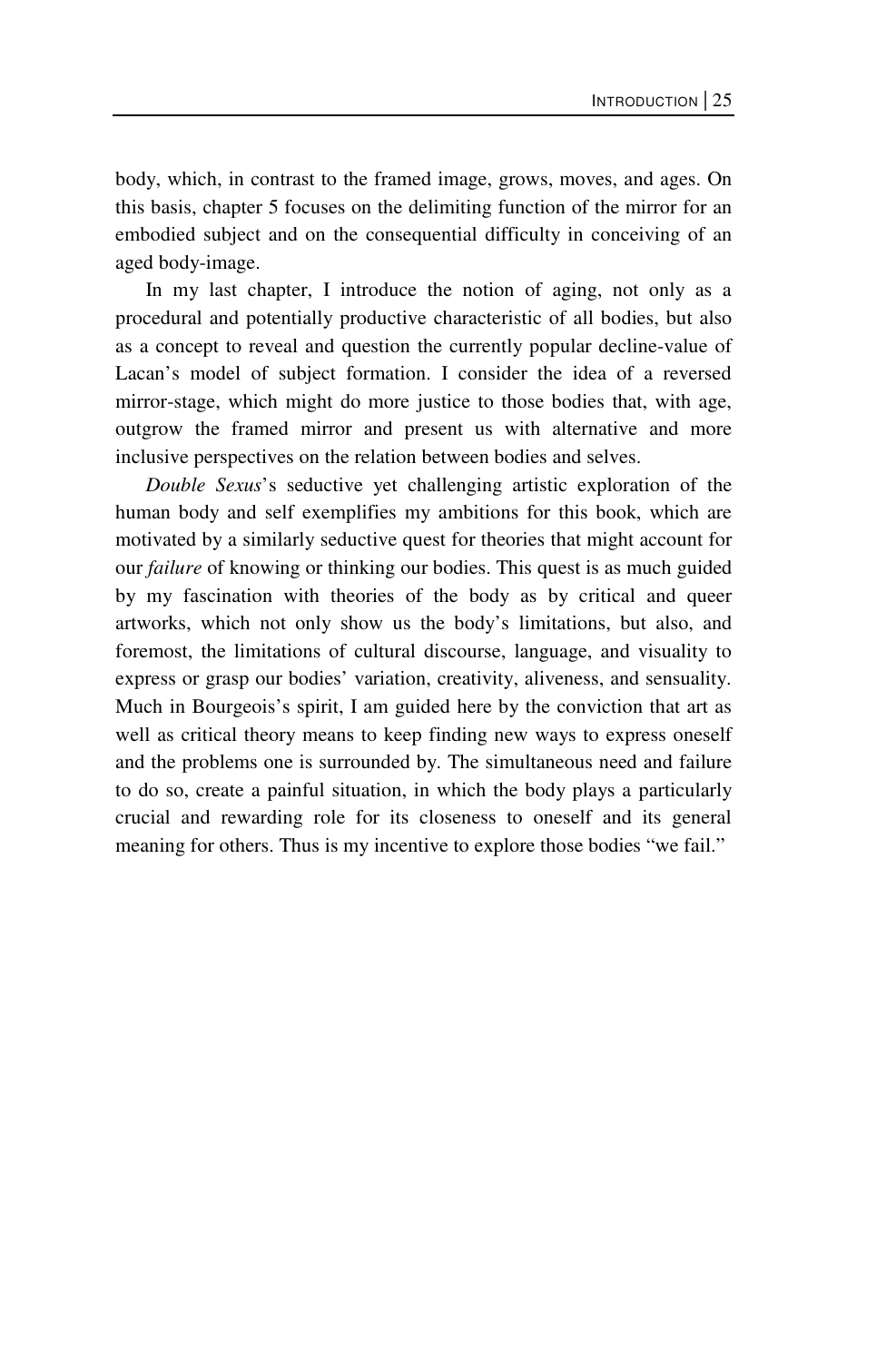body, which, in contrast to the framed image, grows, moves, and ages. On this basis, chapter 5 focuses on the delimiting function of the mirror for an embodied subject and on the consequential difficulty in conceiving of an aged body-image.

In my last chapter, I introduce the notion of aging, not only as a procedural and potentially productive characteristic of all bodies, but also as a concept to reveal and question the currently popular decline-value of Lacan's model of subject formation. I consider the idea of a reversed mirror-stage, which might do more justice to those bodies that, with age, outgrow the framed mirror and present us with alternative and more inclusive perspectives on the relation between bodies and selves.

*Double Sexus*'s seductive yet challenging artistic exploration of the human body and self exemplifies my ambitions for this book, which are motivated by a similarly seductive quest for theories that might account for our *failure* of knowing or thinking our bodies. This quest is as much guided by my fascination with theories of the body as by critical and queer artworks, which not only show us the body's limitations, but also, and foremost, the limitations of cultural discourse, language, and visuality to express or grasp our bodies' variation, creativity, aliveness, and sensuality. Much in Bourgeois's spirit, I am guided here by the conviction that art as well as critical theory means to keep finding new ways to express oneself and the problems one is surrounded by. The simultaneous need and failure to do so, create a painful situation, in which the body plays a particularly crucial and rewarding role for its closeness to oneself and its general meaning for others. Thus is my incentive to explore those bodies "we fail."